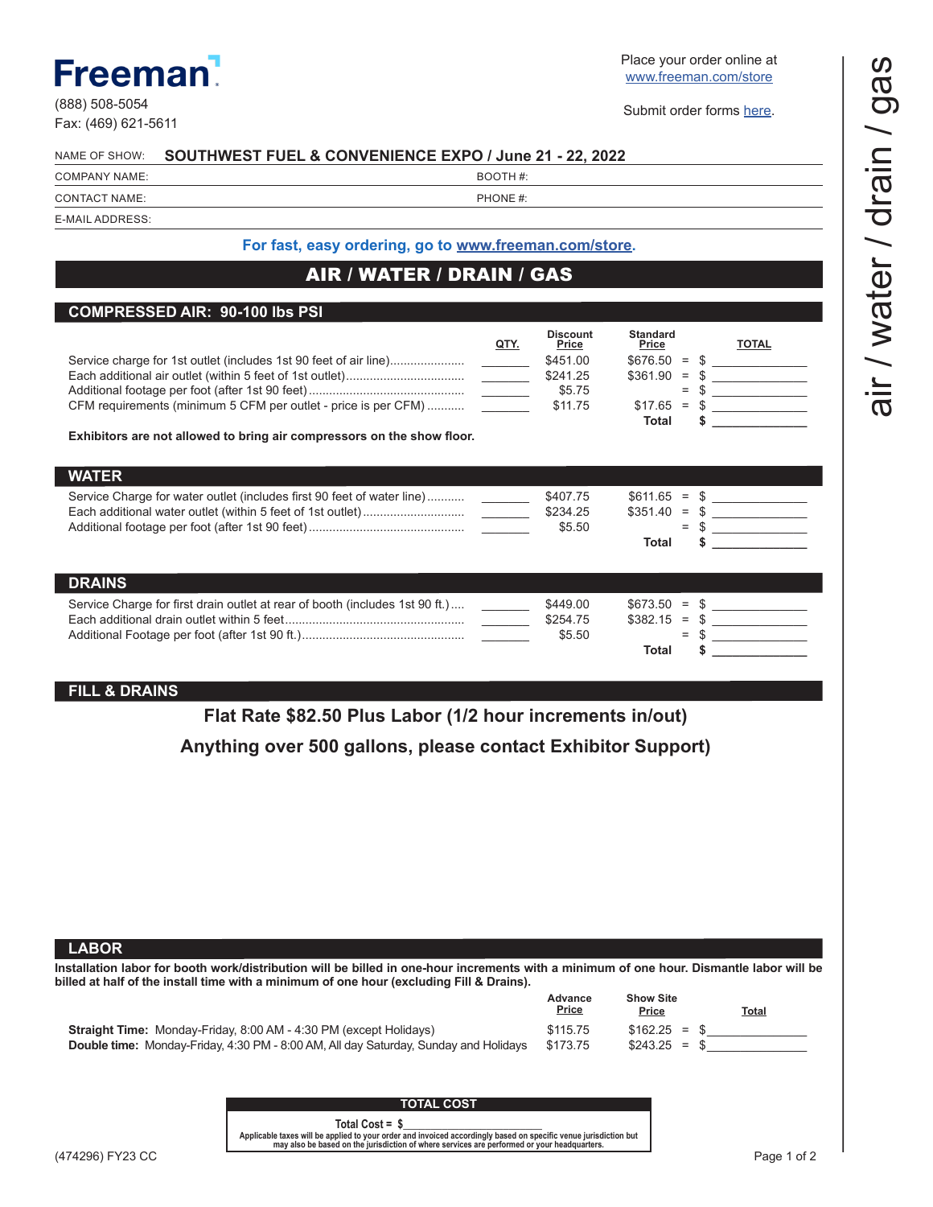# Freeman

(888) 508-5054
Fax: (469) 621-5611

Place your order online at www.freeman.com/store

Submit order forms here.

NAME OF SHOW: **SOUTHWEST FUEL & CONVENIENCE EXPO / June 21 - 22, 2022**

COMPANY NAME: BOOTH #:

CONTACT NAME: PHONE #:

E-MAIL ADDRESS:

**For fast, easy ordering, go to www.freeman.com/store.**

# AIR / WATER / DRAIN / GAS

## COMPRESSED AIR: 90-100 lbs PSI

| | QTY. | Discount Price | Standard Price | | TOTAL |
|---|---|---|---|---|---|
| Service charge for 1st outlet (includes 1st 90 feet of air line) | | $451.00 | $676.50 | = | $ |
| Each additional air outlet (within 5 feet of 1st outlet) | | $241.25 | $361.90 | = | $ |
| Additional footage per foot (after 1st 90 feet) | | $5.75 | | = | $ |
| CFM requirements (minimum 5 CFM per outlet - price is per CFM) | | $11.75 | $17.65 | = | $ |
| | | | **Total** | | **$** |

**Exhibitors are not allowed to bring air compressors on the show floor.**

## WATER

| | QTY. | Discount Price | Standard Price | | TOTAL |
|---|---|---|---|---|---|
| Service Charge for water outlet (includes first 90 feet of water line) | | $407.75 | $611.65 | = | $ |
| Each additional water outlet (within 5 feet of 1st outlet) | | $234.25 | $351.40 | = | $ |
| Additional footage per foot (after 1st 90 feet) | | $5.50 | | = | $ |
| | | | **Total** | | **$** |

## DRAINS

| | QTY. | Discount Price | Standard Price | | TOTAL |
|---|---|---|---|---|---|
| Service Charge for first drain outlet at rear of booth (includes 1st 90 ft.) | | $449.00 | $673.50 | = | $ |
| Each additional drain outlet within 5 feet | | $254.75 | $382.15 | = | $ |
| Additional Footage per foot (after 1st 90 ft.) | | $5.50 | | = | $ |
| | | | **Total** | | **$** |

## FILL & DRAINS

**Flat Rate $82.50 Plus Labor (1/2 hour increments in/out)**

**Anything over 500 gallons, please contact Exhibitor Support)**

## LABOR

**Installation labor for booth work/distribution will be billed in one-hour increments with a minimum of one hour. Dismantle labor will be billed at half of the install time with a minimum of one hour (excluding Fill & Drains).**

| | Advance Price | Show Site Price | | Total |
|---|---|---|---|---|
| **Straight Time:** Monday-Friday, 8:00 AM - 4:30 PM (except Holidays) | $115.75 | $162.25 | = | $ |
| **Double time:** Monday-Friday, 4:30 PM - 8:00 AM, All day Saturday, Sunday and Holidays | $173.75 | $243.25 | = | $ |

## TOTAL COST

**Total Cost = $**

**Applicable taxes will be applied to your order and invoiced accordingly based on specific venue jurisdiction but may also be based on the jurisdiction of where services are performed or your headquarters.**

(474296) FY23 CC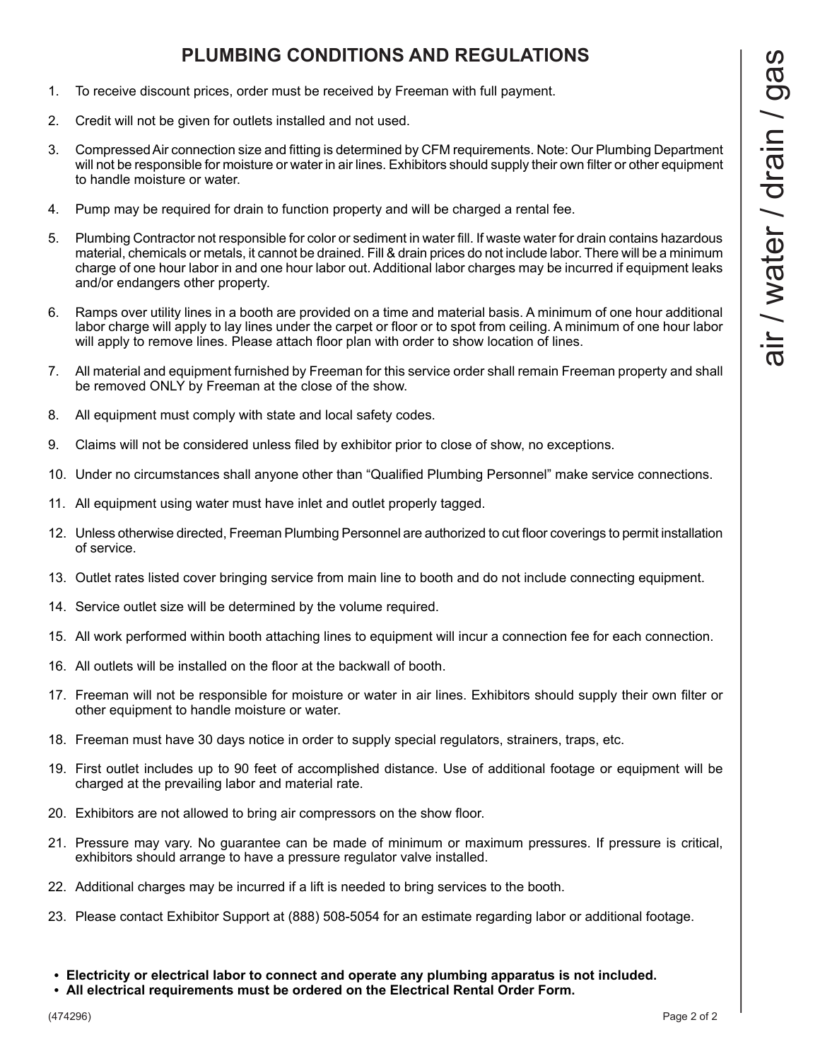# PLUMBING CONDITIONS AND REGULATIONS

1. To receive discount prices, order must be received by Freeman with full payment.
2. Credit will not be given for outlets installed and not used.
3. Compressed Air connection size and fitting is determined by CFM requirements. Note: Our Plumbing Department will not be responsible for moisture or water in air lines. Exhibitors should supply their own filter or other equipment to handle moisture or water.
4. Pump may be required for drain to function property and will be charged a rental fee.
5. Plumbing Contractor not responsible for color or sediment in water fill. If waste water for drain contains hazardous material, chemicals or metals, it cannot be drained. Fill & drain prices do not include labor. There will be a minimum charge of one hour labor in and one hour labor out. Additional labor charges may be incurred if equipment leaks and/or endangers other property.
6. Ramps over utility lines in a booth are provided on a time and material basis. A minimum of one hour additional labor charge will apply to lay lines under the carpet or floor or to spot from ceiling. A minimum of one hour labor will apply to remove lines. Please attach floor plan with order to show location of lines.
7. All material and equipment furnished by Freeman for this service order shall remain Freeman property and shall be removed ONLY by Freeman at the close of the show.
8. All equipment must comply with state and local safety codes.
9. Claims will not be considered unless filed by exhibitor prior to close of show, no exceptions.
10. Under no circumstances shall anyone other than "Qualified Plumbing Personnel" make service connections.
11. All equipment using water must have inlet and outlet properly tagged.
12. Unless otherwise directed, Freeman Plumbing Personnel are authorized to cut floor coverings to permit installation of service.
13. Outlet rates listed cover bringing service from main line to booth and do not include connecting equipment.
14. Service outlet size will be determined by the volume required.
15. All work performed within booth attaching lines to equipment will incur a connection fee for each connection.
16. All outlets will be installed on the floor at the backwall of booth.
17. Freeman will not be responsible for moisture or water in air lines. Exhibitors should supply their own filter or other equipment to handle moisture or water.
18. Freeman must have 30 days notice in order to supply special regulators, strainers, traps, etc.
19. First outlet includes up to 90 feet of accomplished distance. Use of additional footage or equipment will be charged at the prevailing labor and material rate.
20. Exhibitors are not allowed to bring air compressors on the show floor.
21. Pressure may vary. No guarantee can be made of minimum or maximum pressures. If pressure is critical, exhibitors should arrange to have a pressure regulator valve installed.
22. Additional charges may be incurred if a lift is needed to bring services to the booth.
23. Please contact Exhibitor Support at (888) 508-5054 for an estimate regarding labor or additional footage.

- **Electricity or electrical labor to connect and operate any plumbing apparatus is not included.**
- **All electrical requirements must be ordered on the Electrical Rental Order Form.**

(474296)